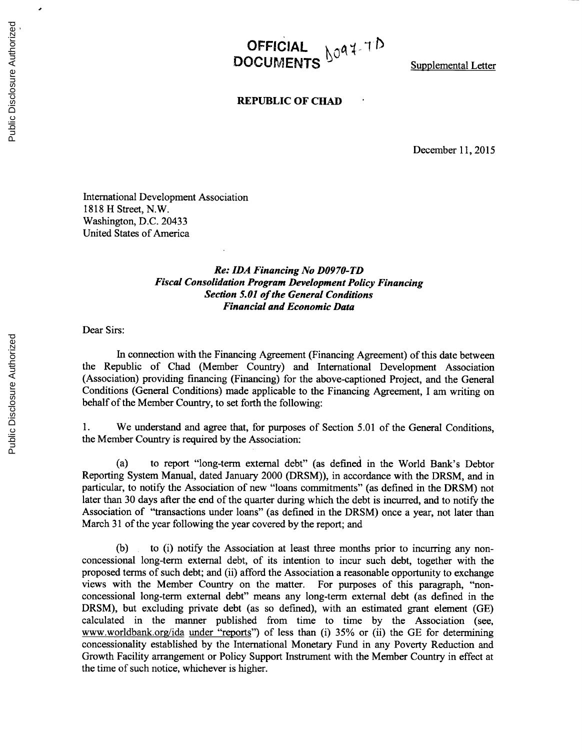**OFFICIAL DOCUMENTS** D097-TD

Supplemental Letter

**REPUBLIC OF CHAD**

December 11, 2015

International Development Association
1818 H Street, N.W.
Washington, D.C. 20433
United States of America

***Re: IDA Financing No D0970-TD***
***Fiscal Consolidation Program Development Policy Financing***
***Section 5.01 of the General Conditions***
***Financial and Economic Data***

Dear Sirs:

In connection with the Financing Agreement (Financing Agreement) of this date between the Republic of Chad (Member Country) and International Development Association (Association) providing financing (Financing) for the above-captioned Project, and the General Conditions (General Conditions) made applicable to the Financing Agreement, I am writing on behalf of the Member Country, to set forth the following:

1. We understand and agree that, for purposes of Section 5.01 of the General Conditions, the Member Country is required by the Association:

(a) to report "long-term external debt" (as defined in the World Bank's Debtor Reporting System Manual, dated January 2000 (DRSM)), in accordance with the DRSM, and in particular, to notify the Association of new "loans commitments" (as defined in the DRSM) not later than 30 days after the end of the quarter during which the debt is incurred, and to notify the Association of "transactions under loans" (as defined in the DRSM) once a year, not later than March 31 of the year following the year covered by the report; and

(b) to (i) notify the Association at least three months prior to incurring any non-concessional long-term external debt, of its intention to incur such debt, together with the proposed terms of such debt; and (ii) afford the Association a reasonable opportunity to exchange views with the Member Country on the matter. For purposes of this paragraph, "non-concessional long-term external debt" means any long-term external debt (as defined in the DRSM), but excluding private debt (as so defined), with an estimated grant element (GE) calculated in the manner published from time to time by the Association (see, www.worldbank.org/ida under "reports") of less than (i) 35% or (ii) the GE for determining concessionality established by the International Monetary Fund in any Poverty Reduction and Growth Facility arrangement or Policy Support Instrument with the Member Country in effect at the time of such notice, whichever is higher.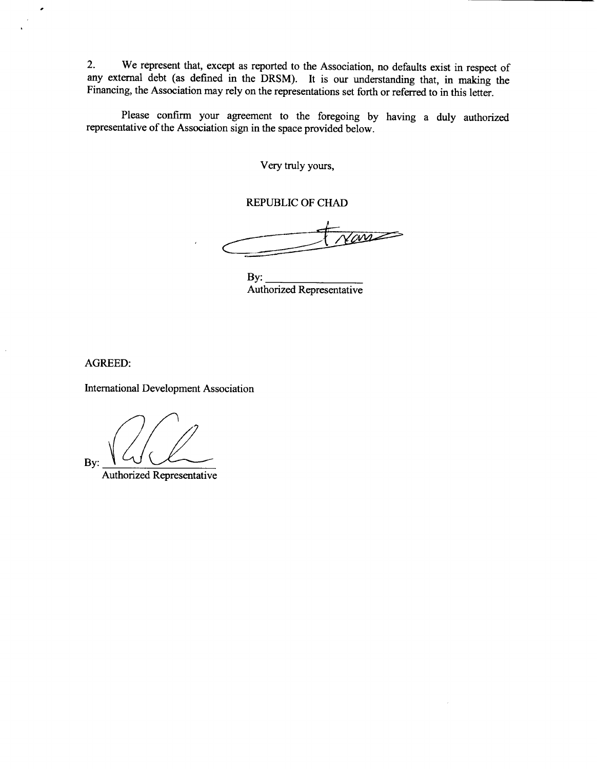2. We represent that, except as reported to the Association, no defaults exist in respect of any external debt (as defined in the DRSM). It is our understanding that, in making the Financing, the Association may rely on the representations set forth or referred to in this letter.

Please confirm your agreement to the foregoing by having a duly authorized representative of the Association sign in the space provided below.

Very truly yours,

REPUBLIC OF CHAD

By: \_\_\_\_\_\_\_\_\_\_\_\_\_\_\_\_\_
Authorized Representative

AGREED:

International Development Association

By: \_\_\_\_\_\_\_\_\_\_\_\_\_\_\_\_\_
Authorized Representative